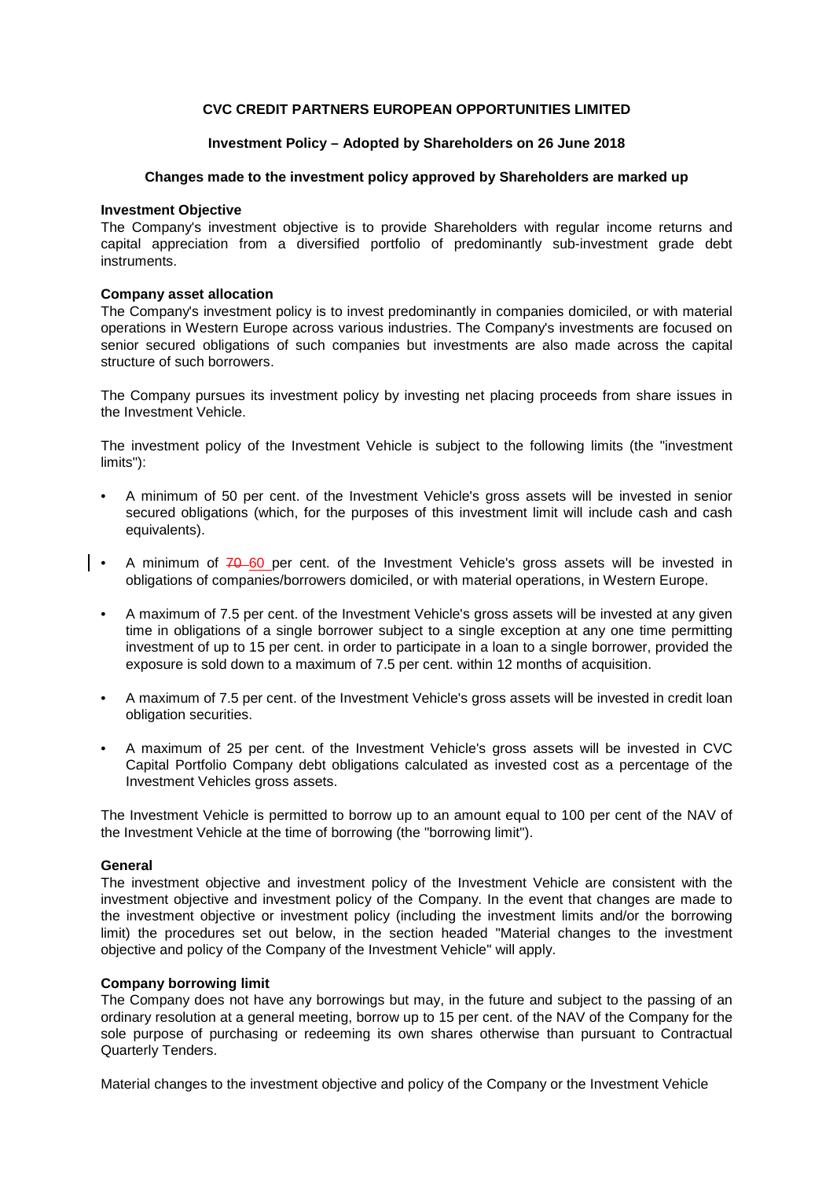**CVC CREDIT PARTNERS EUROPEAN OPPORTUNITIES LIMITED**

**Investment Policy – Adopted by Shareholders on 26 June 2018**

**Changes made to the investment policy approved by Shareholders are marked up**

**Investment Objective**

The Company's investment objective is to provide Shareholders with regular income returns and capital appreciation from a diversified portfolio of predominantly sub-investment grade debt instruments.

**Company asset allocation**

The Company's investment policy is to invest predominantly in companies domiciled, or with material operations in Western Europe across various industries. The Company's investments are focused on senior secured obligations of such companies but investments are also made across the capital structure of such borrowers.

The Company pursues its investment policy by investing net placing proceeds from share issues in the Investment Vehicle.

The investment policy of the Investment Vehicle is subject to the following limits (the "investment limits"):

- A minimum of 50 per cent. of the Investment Vehicle's gross assets will be invested in senior secured obligations (which, for the purposes of this investment limit will include cash and cash equivalents).
- A minimum of ~~70~~ 60 per cent. of the Investment Vehicle's gross assets will be invested in obligations of companies/borrowers domiciled, or with material operations, in Western Europe.
- A maximum of 7.5 per cent. of the Investment Vehicle's gross assets will be invested at any given time in obligations of a single borrower subject to a single exception at any one time permitting investment of up to 15 per cent. in order to participate in a loan to a single borrower, provided the exposure is sold down to a maximum of 7.5 per cent. within 12 months of acquisition.
- A maximum of 7.5 per cent. of the Investment Vehicle's gross assets will be invested in credit loan obligation securities.
- A maximum of 25 per cent. of the Investment Vehicle's gross assets will be invested in CVC Capital Portfolio Company debt obligations calculated as invested cost as a percentage of the Investment Vehicles gross assets.

The Investment Vehicle is permitted to borrow up to an amount equal to 100 per cent of the NAV of the Investment Vehicle at the time of borrowing (the "borrowing limit").

**General**

The investment objective and investment policy of the Investment Vehicle are consistent with the investment objective and investment policy of the Company. In the event that changes are made to the investment objective or investment policy (including the investment limits and/or the borrowing limit) the procedures set out below, in the section headed "Material changes to the investment objective and policy of the Company of the Investment Vehicle" will apply.

**Company borrowing limit**

The Company does not have any borrowings but may, in the future and subject to the passing of an ordinary resolution at a general meeting, borrow up to 15 per cent. of the NAV of the Company for the sole purpose of purchasing or redeeming its own shares otherwise than pursuant to Contractual Quarterly Tenders.

Material changes to the investment objective and policy of the Company or the Investment Vehicle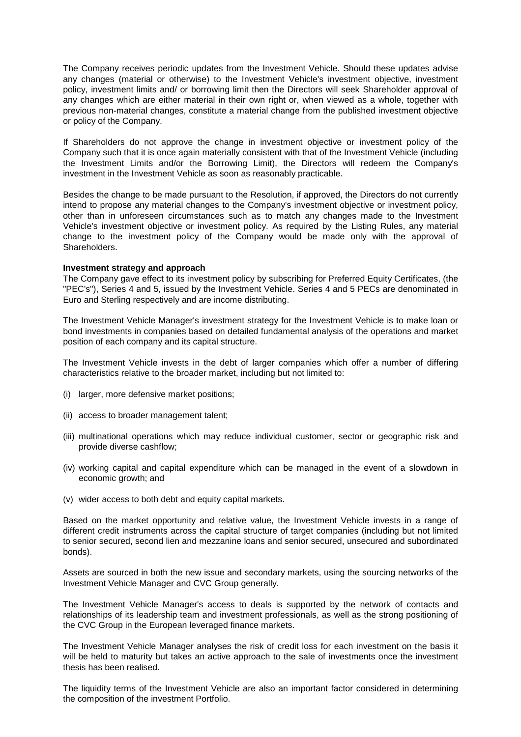The Company receives periodic updates from the Investment Vehicle. Should these updates advise any changes (material or otherwise) to the Investment Vehicle's investment objective, investment policy, investment limits and/ or borrowing limit then the Directors will seek Shareholder approval of any changes which are either material in their own right or, when viewed as a whole, together with previous non-material changes, constitute a material change from the published investment objective or policy of the Company.

If Shareholders do not approve the change in investment objective or investment policy of the Company such that it is once again materially consistent with that of the Investment Vehicle (including the Investment Limits and/or the Borrowing Limit), the Directors will redeem the Company's investment in the Investment Vehicle as soon as reasonably practicable.

Besides the change to be made pursuant to the Resolution, if approved, the Directors do not currently intend to propose any material changes to the Company's investment objective or investment policy, other than in unforeseen circumstances such as to match any changes made to the Investment Vehicle's investment objective or investment policy. As required by the Listing Rules, any material change to the investment policy of the Company would be made only with the approval of Shareholders.

**Investment strategy and approach**

The Company gave effect to its investment policy by subscribing for Preferred Equity Certificates, (the "PEC's"), Series 4 and 5, issued by the Investment Vehicle. Series 4 and 5 PECs are denominated in Euro and Sterling respectively and are income distributing.

The Investment Vehicle Manager's investment strategy for the Investment Vehicle is to make loan or bond investments in companies based on detailed fundamental analysis of the operations and market position of each company and its capital structure.

The Investment Vehicle invests in the debt of larger companies which offer a number of differing characteristics relative to the broader market, including but not limited to:

(i) larger, more defensive market positions;

(ii) access to broader management talent;

(iii) multinational operations which may reduce individual customer, sector or geographic risk and provide diverse cashflow;

(iv) working capital and capital expenditure which can be managed in the event of a slowdown in economic growth; and

(v) wider access to both debt and equity capital markets.

Based on the market opportunity and relative value, the Investment Vehicle invests in a range of different credit instruments across the capital structure of target companies (including but not limited to senior secured, second lien and mezzanine loans and senior secured, unsecured and subordinated bonds).

Assets are sourced in both the new issue and secondary markets, using the sourcing networks of the Investment Vehicle Manager and CVC Group generally.

The Investment Vehicle Manager's access to deals is supported by the network of contacts and relationships of its leadership team and investment professionals, as well as the strong positioning of the CVC Group in the European leveraged finance markets.

The Investment Vehicle Manager analyses the risk of credit loss for each investment on the basis it will be held to maturity but takes an active approach to the sale of investments once the investment thesis has been realised.

The liquidity terms of the Investment Vehicle are also an important factor considered in determining the composition of the investment Portfolio.